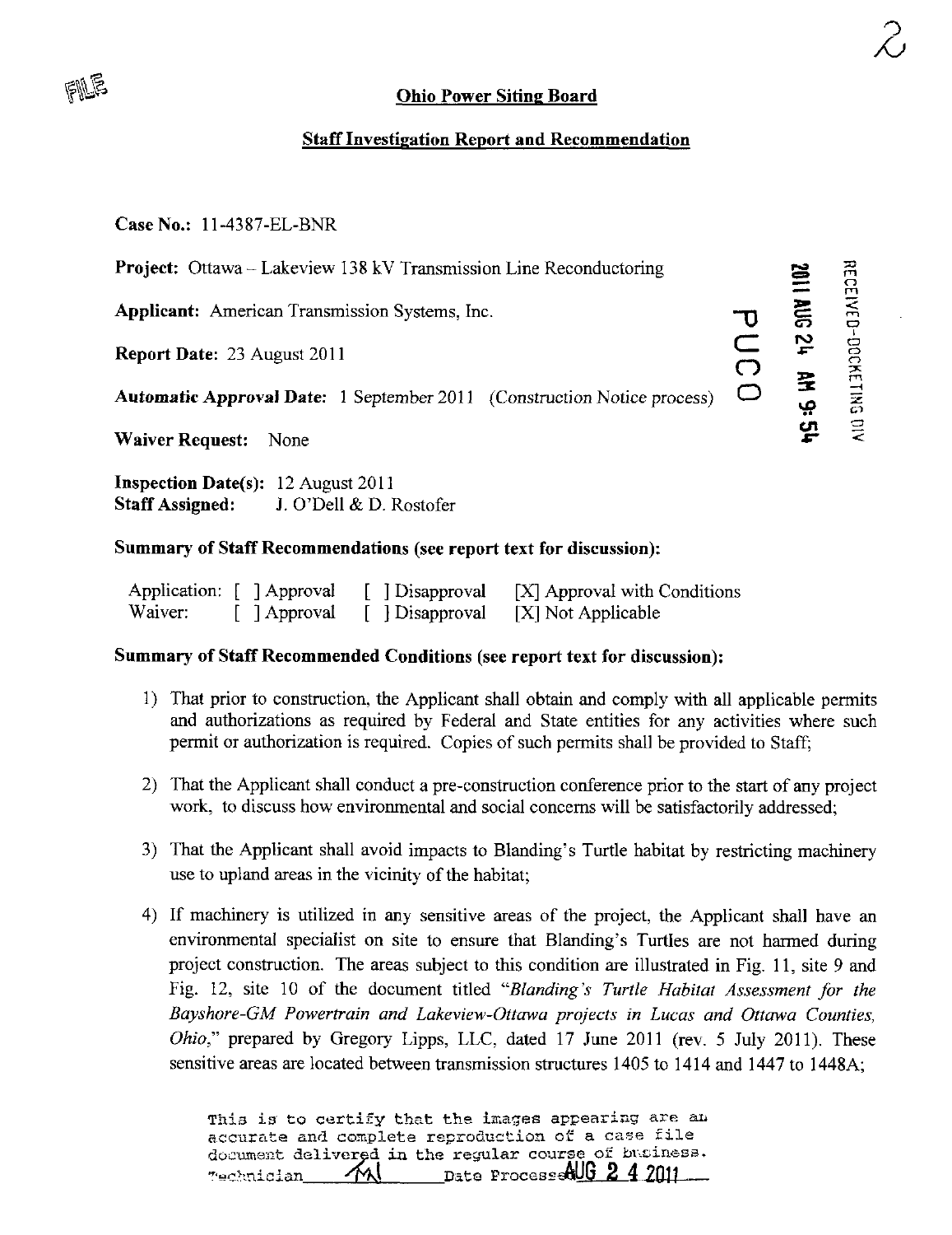## Ohio Power Siting Board

## Staff Investigation Report and Recommendation

**Case No.:** 11-4387-EL-BNR

**Project:** Ottawa – Lakeview 138 kV Transmission Line Reconductoring

**Applicant:** American Transmission Systems, Inc.

**Report Date:** 23 August 2011

**Automatic Approval Date:** 1 September 2011 (Construction Notice process)

**Waiver Request:** None

**Inspection Date(s):** 12 August 2011
**Staff Assigned:** J. O'Dell & D. Rostofer

### Summary of Staff Recommendations (see report text for discussion):

| | | | |
|---|---|---|---|
| Application: | [ ] Approval | [ ] Disapproval | [X] Approval with Conditions |
| Waiver: | [ ] Approval | [ ] Disapproval | [X] Not Applicable |

### Summary of Staff Recommended Conditions (see report text for discussion):

1) That prior to construction, the Applicant shall obtain and comply with all applicable permits and authorizations as required by Federal and State entities for any activities where such permit or authorization is required. Copies of such permits shall be provided to Staff;

2) That the Applicant shall conduct a pre-construction conference prior to the start of any project work, to discuss how environmental and social concerns will be satisfactorily addressed;

3) That the Applicant shall avoid impacts to Blanding's Turtle habitat by restricting machinery use to upland areas in the vicinity of the habitat;

4) If machinery is utilized in any sensitive areas of the project, the Applicant shall have an environmental specialist on site to ensure that Blanding's Turtles are not harmed during project construction. The areas subject to this condition are illustrated in Fig. 11, site 9 and Fig. 12, site 10 of the document titled "*Blanding's Turtle Habitat Assessment for the Bayshore-GM Powertrain and Lakeview-Ottawa projects in Lucas and Ottawa Counties, Ohio,*" prepared by Gregory Lipps, LLC, dated 17 June 2011 (rev. 5 July 2011). These sensitive areas are located between transmission structures 1405 to 1414 and 1447 to 1448A;

This is to certify that the images appearing are an accurate and complete reproduction of a case file document delivered in the regular course of business.
Technician ML Date Processed AUG 2 4 2011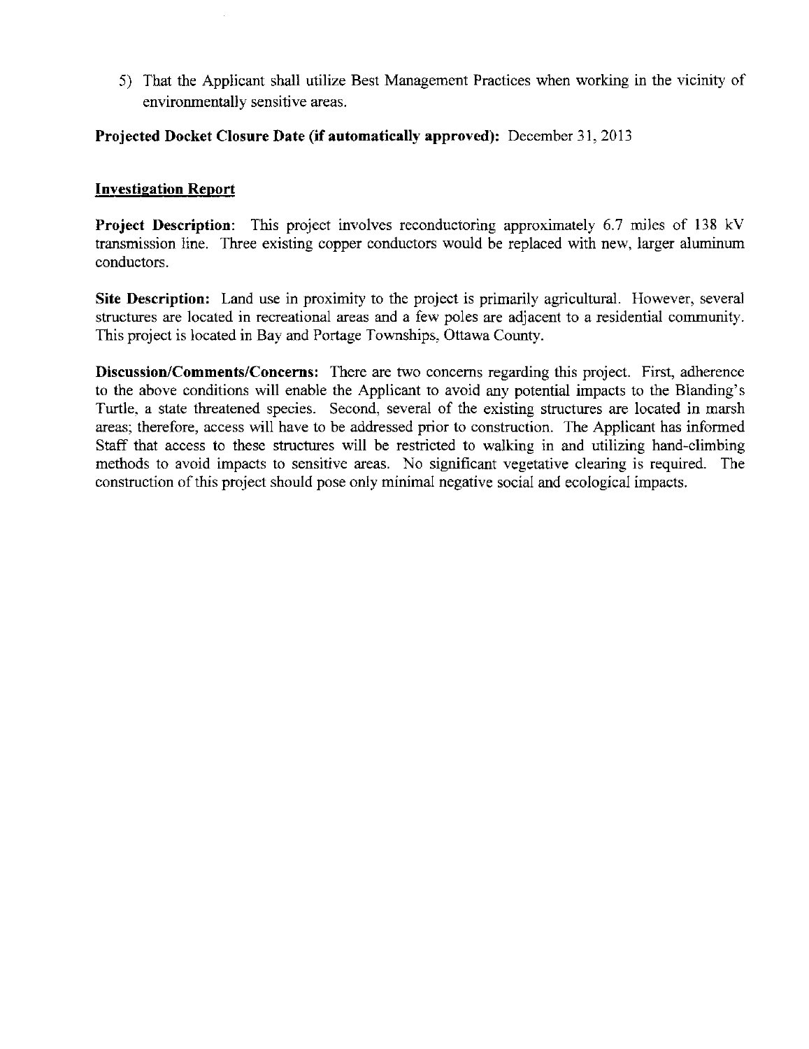5) That the Applicant shall utilize Best Management Practices when working in the vicinity of environmentally sensitive areas.

**Projected Docket Closure Date (if automatically approved):** December 31, 2013

## Investigation Report

**Project Description:** This project involves reconductoring approximately 6.7 miles of 138 kV transmission line. Three existing copper conductors would be replaced with new, larger aluminum conductors.

**Site Description:** Land use in proximity to the project is primarily agricultural. However, several structures are located in recreational areas and a few poles are adjacent to a residential community. This project is located in Bay and Portage Townships, Ottawa County.

**Discussion/Comments/Concerns:** There are two concerns regarding this project. First, adherence to the above conditions will enable the Applicant to avoid any potential impacts to the Blanding's Turtle, a state threatened species. Second, several of the existing structures are located in marsh areas; therefore, access will have to be addressed prior to construction. The Applicant has informed Staff that access to these structures will be restricted to walking in and utilizing hand-climbing methods to avoid impacts to sensitive areas. No significant vegetative clearing is required. The construction of this project should pose only minimal negative social and ecological impacts.